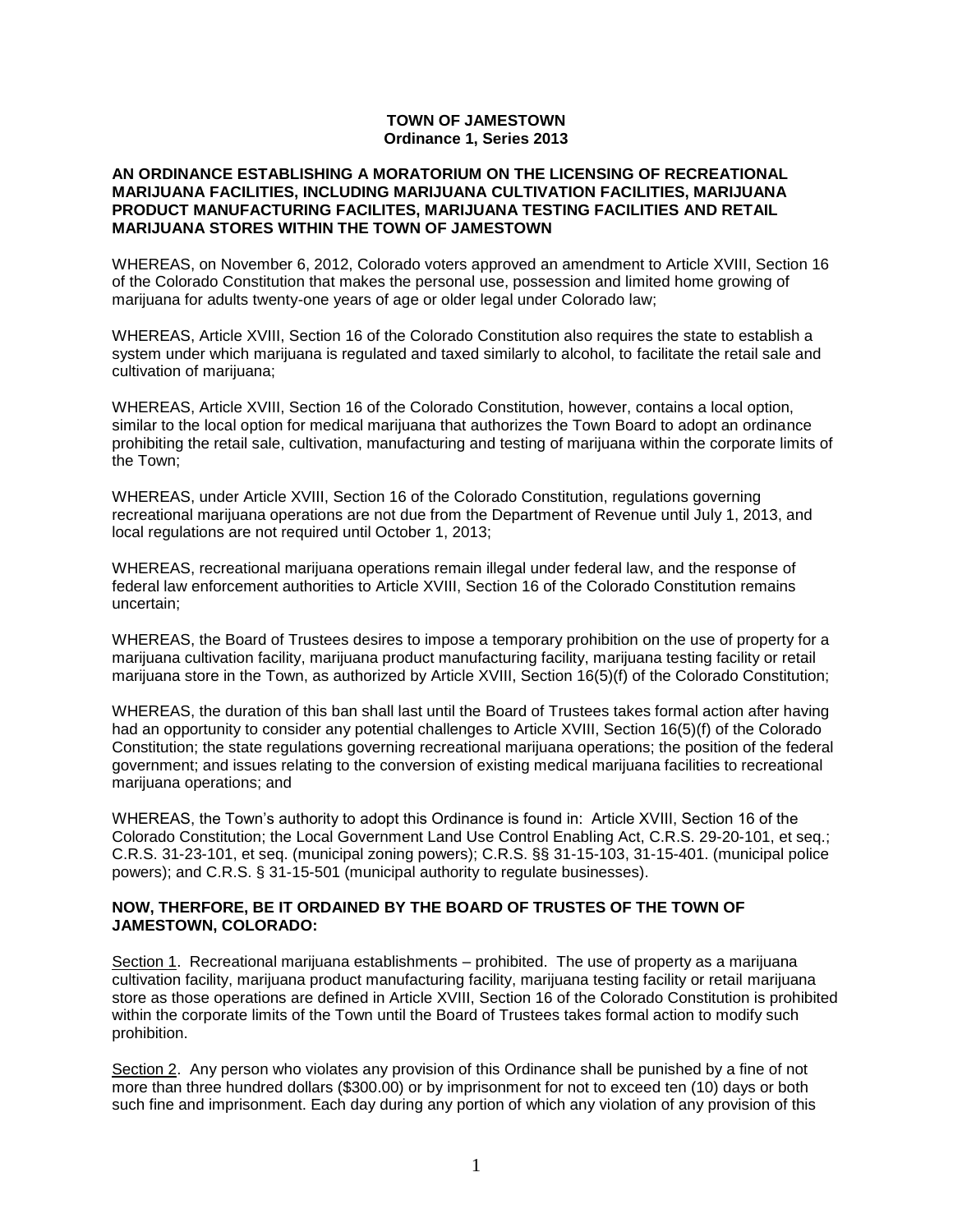**TOWN OF JAMESTOWN**
**Ordinance 1, Series 2013**

**AN ORDINANCE ESTABLISHING A MORATORIUM ON THE LICENSING OF RECREATIONAL MARIJUANA FACILITIES, INCLUDING MARIJUANA CULTIVATION FACILITIES, MARIJUANA PRODUCT MANUFACTURING FACILITES, MARIJUANA TESTING FACILITIES AND RETAIL MARIJUANA STORES WITHIN THE TOWN OF JAMESTOWN**

WHEREAS, on November 6, 2012, Colorado voters approved an amendment to Article XVIII, Section 16 of the Colorado Constitution that makes the personal use, possession and limited home growing of marijuana for adults twenty-one years of age or older legal under Colorado law;

WHEREAS, Article XVIII, Section 16 of the Colorado Constitution also requires the state to establish a system under which marijuana is regulated and taxed similarly to alcohol, to facilitate the retail sale and cultivation of marijuana;

WHEREAS, Article XVIII, Section 16 of the Colorado Constitution, however, contains a local option, similar to the local option for medical marijuana that authorizes the Town Board to adopt an ordinance prohibiting the retail sale, cultivation, manufacturing and testing of marijuana within the corporate limits of the Town;

WHEREAS, under Article XVIII, Section 16 of the Colorado Constitution, regulations governing recreational marijuana operations are not due from the Department of Revenue until July 1, 2013, and local regulations are not required until October 1, 2013;

WHEREAS, recreational marijuana operations remain illegal under federal law, and the response of federal law enforcement authorities to Article XVIII, Section 16 of the Colorado Constitution remains uncertain;

WHEREAS, the Board of Trustees desires to impose a temporary prohibition on the use of property for a marijuana cultivation facility, marijuana product manufacturing facility, marijuana testing facility or retail marijuana store in the Town, as authorized by Article XVIII, Section 16(5)(f) of the Colorado Constitution;

WHEREAS, the duration of this ban shall last until the Board of Trustees takes formal action after having had an opportunity to consider any potential challenges to Article XVIII, Section 16(5)(f) of the Colorado Constitution; the state regulations governing recreational marijuana operations; the position of the federal government; and issues relating to the conversion of existing medical marijuana facilities to recreational marijuana operations; and

WHEREAS, the Town's authority to adopt this Ordinance is found in: Article XVIII, Section 16 of the Colorado Constitution; the Local Government Land Use Control Enabling Act, C.R.S. 29-20-101, et seq.; C.R.S. 31-23-101, et seq. (municipal zoning powers); C.R.S. §§ 31-15-103, 31-15-401. (municipal police powers); and C.R.S. § 31-15-501 (municipal authority to regulate businesses).

**NOW, THERFORE, BE IT ORDAINED BY THE BOARD OF TRUSTES OF THE TOWN OF JAMESTOWN, COLORADO:**

Section 1. Recreational marijuana establishments – prohibited. The use of property as a marijuana cultivation facility, marijuana product manufacturing facility, marijuana testing facility or retail marijuana store as those operations are defined in Article XVIII, Section 16 of the Colorado Constitution is prohibited within the corporate limits of the Town until the Board of Trustees takes formal action to modify such prohibition.

Section 2. Any person who violates any provision of this Ordinance shall be punished by a fine of not more than three hundred dollars ($300.00) or by imprisonment for not to exceed ten (10) days or both such fine and imprisonment. Each day during any portion of which any violation of any provision of this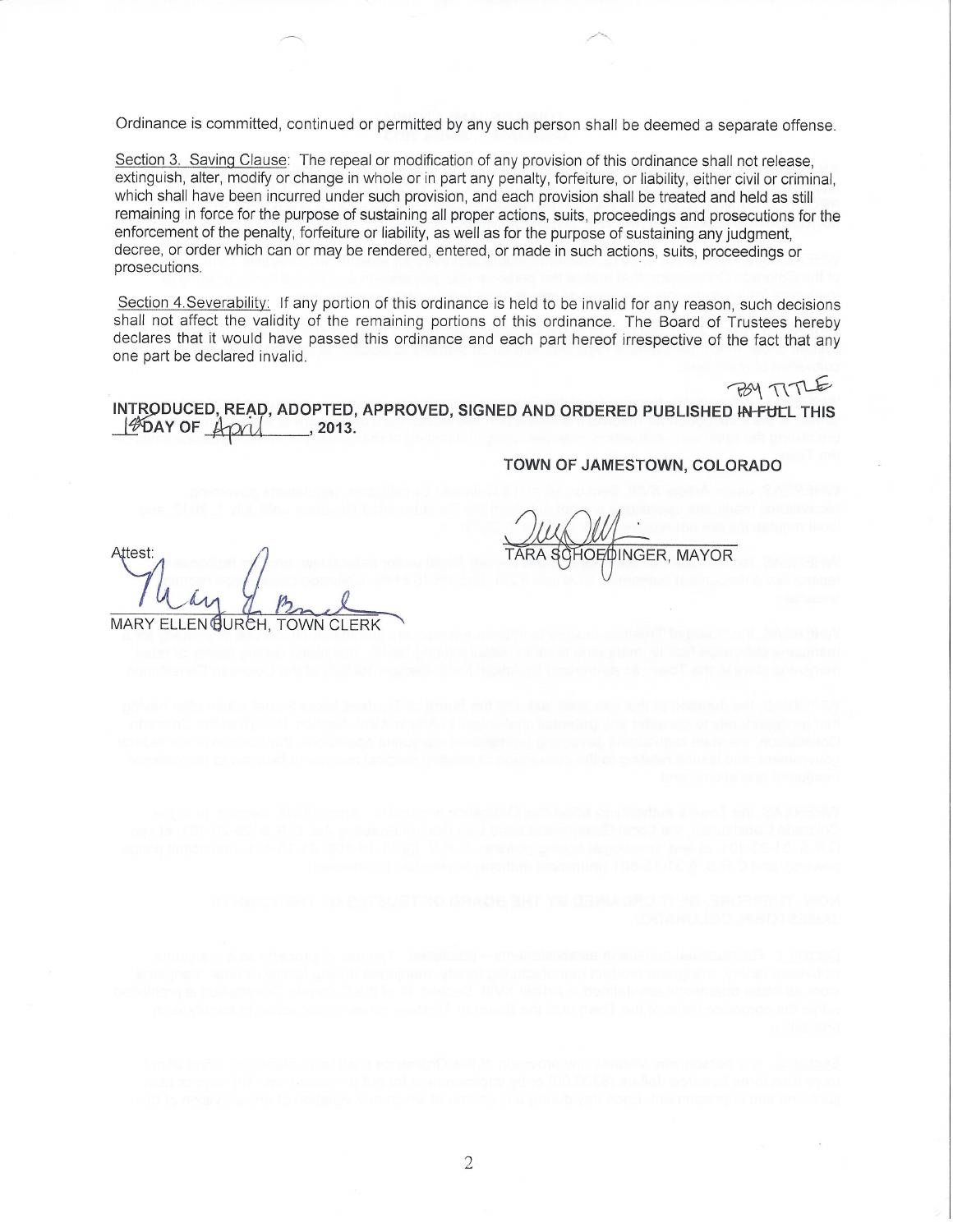Ordinance is committed, continued or permitted by any such person shall be deemed a separate offense.

Section 3. Saving Clause: The repeal or modification of any provision of this ordinance shall not release, extinguish, alter, modify or change in whole or in part any penalty, forfeiture, or liability, either civil or criminal, which shall have been incurred under such provision, and each provision shall be treated and held as still remaining in force for the purpose of sustaining all proper actions, suits, proceedings and prosecutions for the enforcement of the penalty, forfeiture or liability, as well as for the purpose of sustaining any judgment, decree, or order which can or may be rendered, entered, or made in such actions, suits, proceedings or prosecutions.

Section 4. Severability: If any portion of this ordinance is held to be invalid for any reason, such decisions shall not affect the validity of the remaining portions of this ordinance. The Board of Trustees hereby declares that it would have passed this ordinance and each part hereof irrespective of the fact that any one part be declared invalid.

**INTRODUCED, READ, ADOPTED, APPROVED, SIGNED AND ORDERED PUBLISHED ~~IN FULL~~ BY TITLE THIS 18 DAY OF April, 2013.**

**TOWN OF JAMESTOWN, COLORADO**

TARA SCHOEDINGER, MAYOR

Attest:

MARY ELLEN BURCH, TOWN CLERK